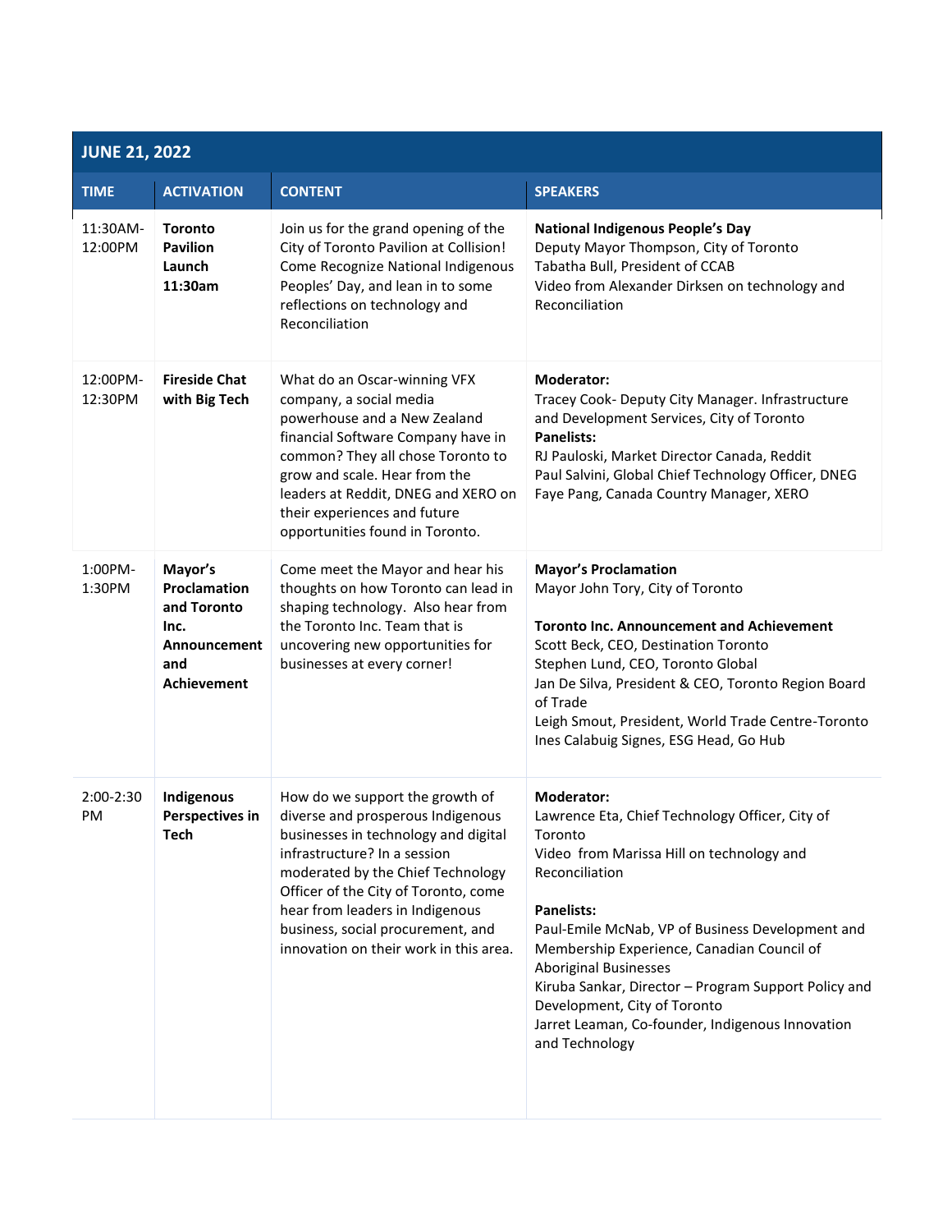| JUNE 21, 2022 | | | |
|---|---|---|---|
| **TIME** | **ACTIVATION** | **CONTENT** | **SPEAKERS** |
| 11:30AM-12:00PM | **Toronto Pavilion Launch 11:30am** | Join us for the grand opening of the City of Toronto Pavilion at Collision! Come Recognize National Indigenous Peoples' Day, and lean in to some reflections on technology and Reconciliation | **National Indigenous People's Day**<br>Deputy Mayor Thompson, City of Toronto<br>Tabatha Bull, President of CCAB<br>Video from Alexander Dirksen on technology and Reconciliation |
| 12:00PM-12:30PM | **Fireside Chat with Big Tech** | What do an Oscar-winning VFX company, a social media powerhouse and a New Zealand financial Software Company have in common? They all chose Toronto to grow and scale. Hear from the leaders at Reddit, DNEG and XERO on their experiences and future opportunities found in Toronto. | **Moderator:**<br>Tracey Cook- Deputy City Manager. Infrastructure and Development Services, City of Toronto<br>**Panelists:**<br>RJ Pauloski, Market Director Canada, Reddit<br>Paul Salvini, Global Chief Technology Officer, DNEG<br>Faye Pang, Canada Country Manager, XERO |
| 1:00PM-1:30PM | **Mayor's Proclamation and Toronto Inc. Announcement and Achievement** | Come meet the Mayor and hear his thoughts on how Toronto can lead in shaping technology. Also hear from the Toronto Inc. Team that is uncovering new opportunities for businesses at every corner! | **Mayor's Proclamation**<br>Mayor John Tory, City of Toronto<br><br>**Toronto Inc. Announcement and Achievement**<br>Scott Beck, CEO, Destination Toronto<br>Stephen Lund, CEO, Toronto Global<br>Jan De Silva, President & CEO, Toronto Region Board of Trade<br>Leigh Smout, President, World Trade Centre-Toronto<br>Ines Calabuig Signes, ESG Head, Go Hub |
| 2:00-2:30 PM | **Indigenous Perspectives in Tech** | How do we support the growth of diverse and prosperous Indigenous businesses in technology and digital infrastructure? In a session moderated by the Chief Technology Officer of the City of Toronto, come hear from leaders in Indigenous business, social procurement, and innovation on their work in this area. | **Moderator:**<br>Lawrence Eta, Chief Technology Officer, City of Toronto<br>Video from Marissa Hill on technology and Reconciliation<br><br>**Panelists:**<br>Paul-Emile McNab, VP of Business Development and Membership Experience, Canadian Council of Aboriginal Businesses<br>Kiruba Sankar, Director – Program Support Policy and Development, City of Toronto<br>Jarret Leaman, Co-founder, Indigenous Innovation and Technology |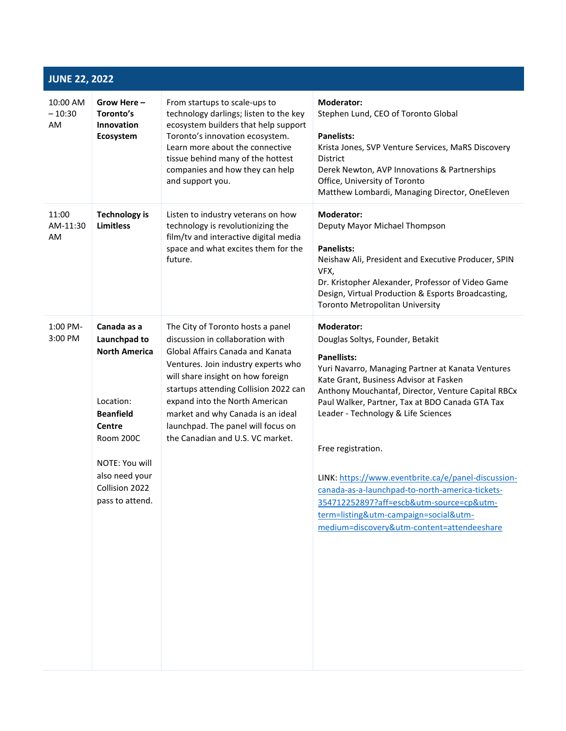| JUNE 22, 2022 | | | |
|---|---|---|---|
| 10:00 AM – 10:30 AM | **Grow Here – Toronto's Innovation Ecosystem** | From startups to scale-ups to technology darlings; listen to the key ecosystem builders that help support Toronto's innovation ecosystem. Learn more about the connective tissue behind many of the hottest companies and how they can help and support you. | **Moderator:**<br>Stephen Lund, CEO of Toronto Global<br><br>**Panelists:**<br>Krista Jones, SVP Venture Services, MaRS Discovery District<br>Derek Newton, AVP Innovations & Partnerships Office, University of Toronto<br>Matthew Lombardi, Managing Director, OneEleven |
| 11:00 AM-11:30 AM | **Technology is Limitless** | Listen to industry veterans on how technology is revolutionizing the film/tv and interactive digital media space and what excites them for the future. | **Moderator:**<br>Deputy Mayor Michael Thompson<br><br>**Panelists:**<br>Neishaw Ali, President and Executive Producer, SPIN VFX,<br>Dr. Kristopher Alexander, Professor of Video Game Design, Virtual Production & Esports Broadcasting, Toronto Metropolitan University |
| 1:00 PM-3:00 PM | **Canada as a Launchpad to North America**<br><br>Location:<br>**Beanfield Centre**<br>Room 200C<br><br>NOTE: You will also need your Collision 2022 pass to attend. | The City of Toronto hosts a panel discussion in collaboration with Global Affairs Canada and Kanata Ventures. Join industry experts who will share insight on how foreign startups attending Collision 2022 can expand into the North American market and why Canada is an ideal launchpad. The panel will focus on the Canadian and U.S. VC market. | **Moderator:**<br>Douglas Soltys, Founder, Betakit<br><br>**Panellists:**<br>Yuri Navarro, Managing Partner at Kanata Ventures<br>Kate Grant, Business Advisor at Fasken<br>Anthony Mouchantaf, Director, Venture Capital RBCx<br>Paul Walker, Partner, Tax at BDO Canada GTA Tax Leader - Technology & Life Sciences<br><br>Free registration.<br><br>LINK: https://www.eventbrite.ca/e/panel-discussion-canada-as-a-launchpad-to-north-america-tickets-354712252897?aff=escb&utm-source=cp&utm-term=listing&utm-campaign=social&utm-medium=discovery&utm-content=attendeeshare |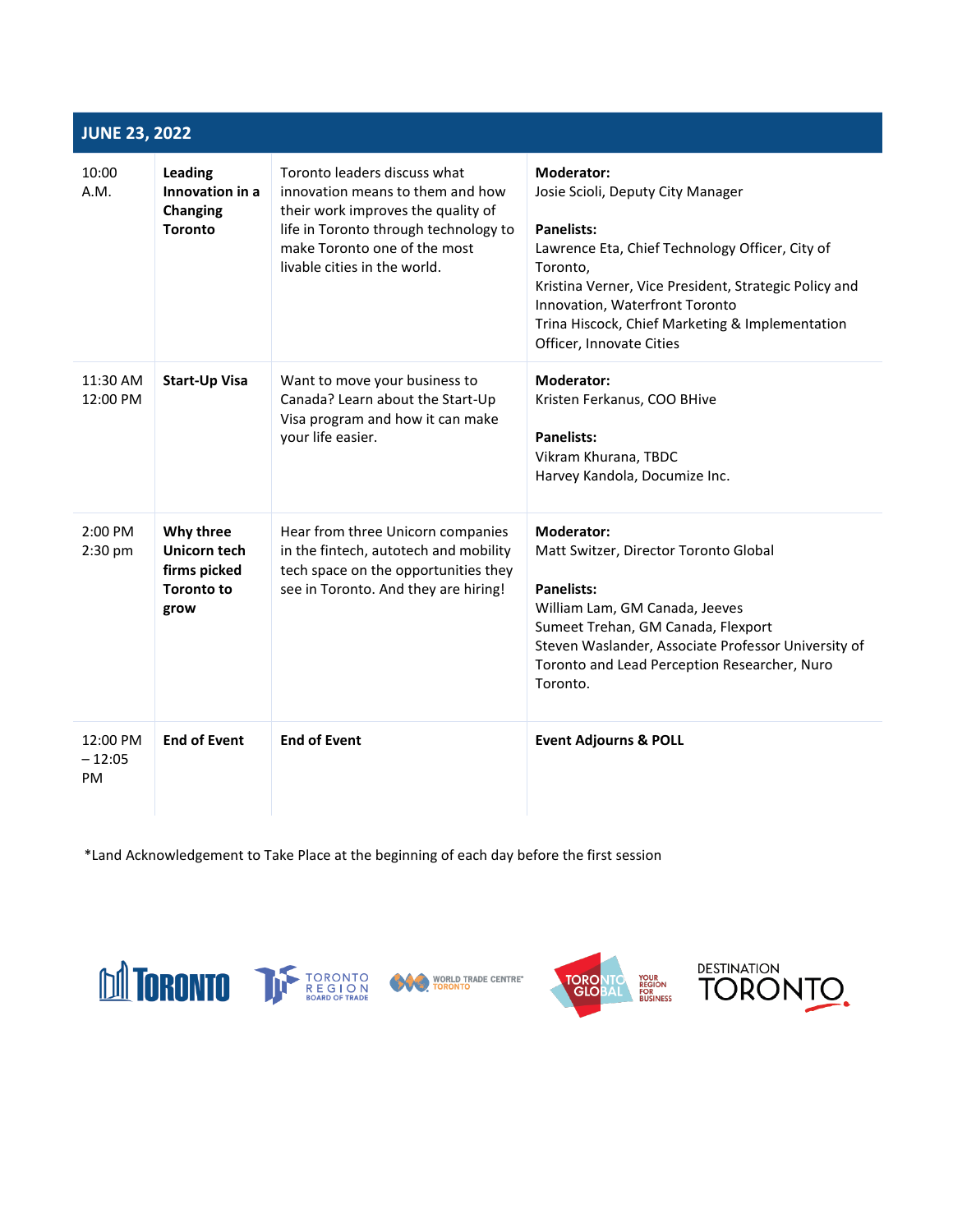| JUNE 23, 2022 | | | |
|---|---|---|---|
| 10:00 A.M. | **Leading Innovation in a Changing Toronto** | Toronto leaders discuss what innovation means to them and how their work improves the quality of life in Toronto through technology to make Toronto one of the most livable cities in the world. | **Moderator:** Josie Scioli, Deputy City Manager<br><br>**Panelists:**<br>Lawrence Eta, Chief Technology Officer, City of Toronto,<br>Kristina Verner, Vice President, Strategic Policy and Innovation, Waterfront Toronto<br>Trina Hiscock, Chief Marketing & Implementation Officer, Innovate Cities |
| 11:30 AM 12:00 PM | **Start-Up Visa** | Want to move your business to Canada? Learn about the Start-Up Visa program and how it can make your life easier. | **Moderator:** Kristen Ferkanus, COO BHive<br><br>**Panelists:**<br>Vikram Khurana, TBDC<br>Harvey Kandola, Documize Inc. |
| 2:00 PM 2:30 pm | **Why three Unicorn tech firms picked Toronto to grow** | Hear from three Unicorn companies in the fintech, autotech and mobility tech space on the opportunities they see in Toronto. And they are hiring! | **Moderator:** Matt Switzer, Director Toronto Global<br><br>**Panelists:**<br>William Lam, GM Canada, Jeeves<br>Sumeet Trehan, GM Canada, Flexport<br>Steven Waslander, Associate Professor University of Toronto and Lead Perception Researcher, Nuro Toronto. |
| 12:00 PM – 12:05 PM | **End of Event** | **End of Event** | **Event Adjourns & POLL** |

*Land Acknowledgement to Take Place at the beginning of each day before the first session

TORONTO | TORONTO REGION BOARD OF TRADE | WORLD TRADE CENTRE TORONTO | TORONTO GLOBAL YOUR REGION FOR BUSINESS | DESTINATION TORONTO